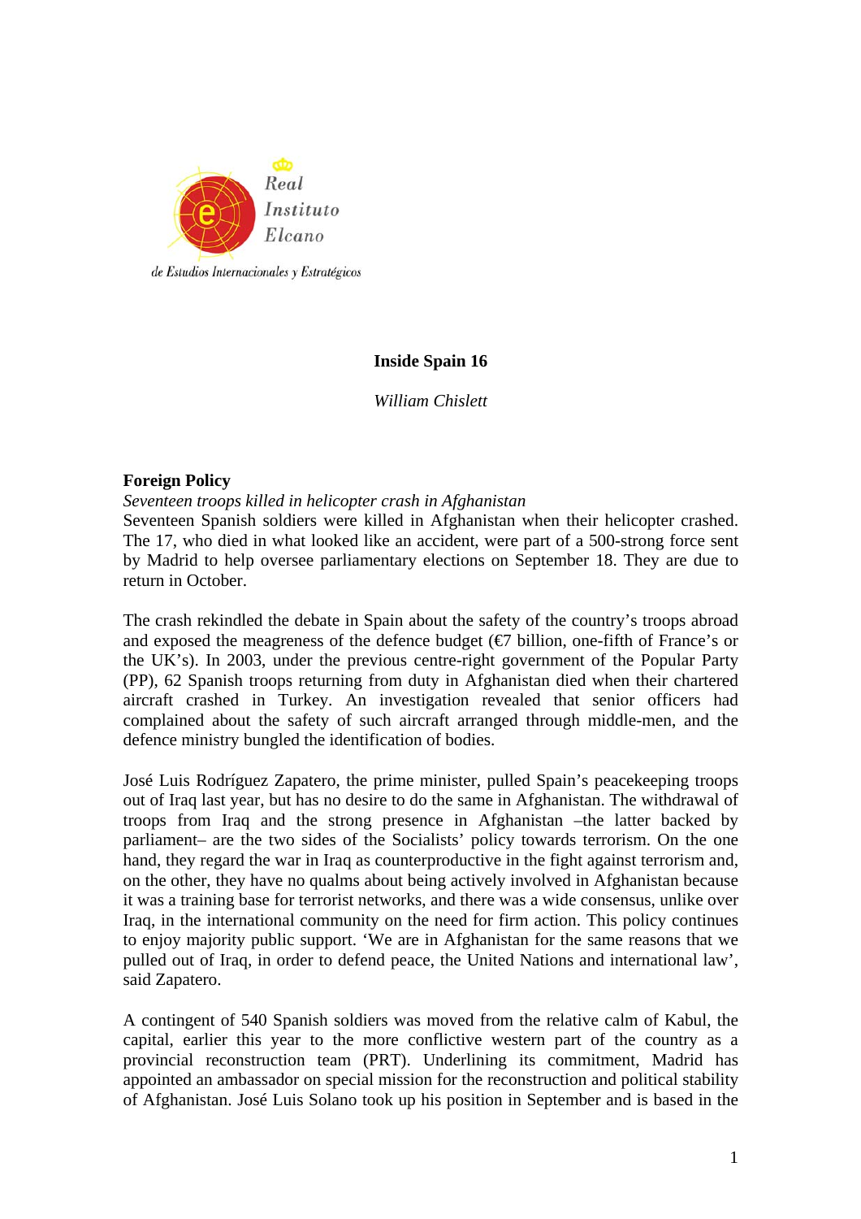Real Instituto Elcano de Estudios Internacionales y Estratégicos

# Inside Spain 16

*William Chislett*

## Foreign Policy

*Seventeen troops killed in helicopter crash in Afghanistan*

Seventeen Spanish soldiers were killed in Afghanistan when their helicopter crashed. The 17, who died in what looked like an accident, were part of a 500-strong force sent by Madrid to help oversee parliamentary elections on September 18. They are due to return in October.

The crash rekindled the debate in Spain about the safety of the country's troops abroad and exposed the meagreness of the defence budget (€7 billion, one-fifth of France's or the UK's). In 2003, under the previous centre-right government of the Popular Party (PP), 62 Spanish troops returning from duty in Afghanistan died when their chartered aircraft crashed in Turkey. An investigation revealed that senior officers had complained about the safety of such aircraft arranged through middle-men, and the defence ministry bungled the identification of bodies.

José Luis Rodríguez Zapatero, the prime minister, pulled Spain's peacekeeping troops out of Iraq last year, but has no desire to do the same in Afghanistan. The withdrawal of troops from Iraq and the strong presence in Afghanistan –the latter backed by parliament– are the two sides of the Socialists' policy towards terrorism. On the one hand, they regard the war in Iraq as counterproductive in the fight against terrorism and, on the other, they have no qualms about being actively involved in Afghanistan because it was a training base for terrorist networks, and there was a wide consensus, unlike over Iraq, in the international community on the need for firm action. This policy continues to enjoy majority public support. 'We are in Afghanistan for the same reasons that we pulled out of Iraq, in order to defend peace, the United Nations and international law', said Zapatero.

A contingent of 540 Spanish soldiers was moved from the relative calm of Kabul, the capital, earlier this year to the more conflictive western part of the country as a provincial reconstruction team (PRT). Underlining its commitment, Madrid has appointed an ambassador on special mission for the reconstruction and political stability of Afghanistan. José Luis Solano took up his position in September and is based in the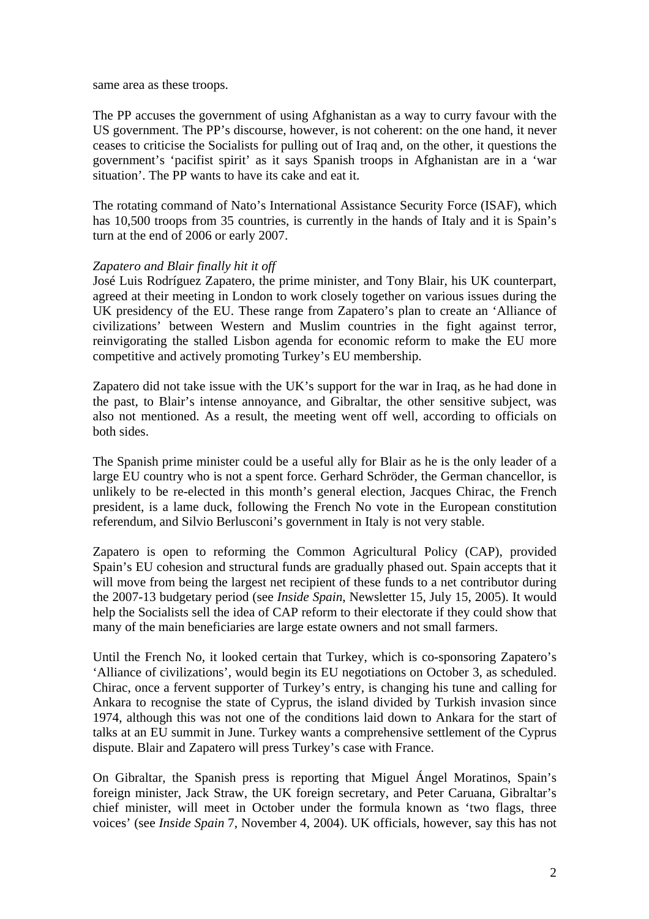same area as these troops.

The PP accuses the government of using Afghanistan as a way to curry favour with the US government. The PP's discourse, however, is not coherent: on the one hand, it never ceases to criticise the Socialists for pulling out of Iraq and, on the other, it questions the government's 'pacifist spirit' as it says Spanish troops in Afghanistan are in a 'war situation'. The PP wants to have its cake and eat it.

The rotating command of Nato's International Assistance Security Force (ISAF), which has 10,500 troops from 35 countries, is currently in the hands of Italy and it is Spain's turn at the end of 2006 or early 2007.

*Zapatero and Blair finally hit it off*

José Luis Rodríguez Zapatero, the prime minister, and Tony Blair, his UK counterpart, agreed at their meeting in London to work closely together on various issues during the UK presidency of the EU. These range from Zapatero's plan to create an 'Alliance of civilizations' between Western and Muslim countries in the fight against terror, reinvigorating the stalled Lisbon agenda for economic reform to make the EU more competitive and actively promoting Turkey's EU membership.

Zapatero did not take issue with the UK's support for the war in Iraq, as he had done in the past, to Blair's intense annoyance, and Gibraltar, the other sensitive subject, was also not mentioned. As a result, the meeting went off well, according to officials on both sides.

The Spanish prime minister could be a useful ally for Blair as he is the only leader of a large EU country who is not a spent force. Gerhard Schröder, the German chancellor, is unlikely to be re-elected in this month's general election, Jacques Chirac, the French president, is a lame duck, following the French No vote in the European constitution referendum, and Silvio Berlusconi's government in Italy is not very stable.

Zapatero is open to reforming the Common Agricultural Policy (CAP), provided Spain's EU cohesion and structural funds are gradually phased out. Spain accepts that it will move from being the largest net recipient of these funds to a net contributor during the 2007-13 budgetary period (see *Inside Spain*, Newsletter 15, July 15, 2005). It would help the Socialists sell the idea of CAP reform to their electorate if they could show that many of the main beneficiaries are large estate owners and not small farmers.

Until the French No, it looked certain that Turkey, which is co-sponsoring Zapatero's 'Alliance of civilizations', would begin its EU negotiations on October 3, as scheduled. Chirac, once a fervent supporter of Turkey's entry, is changing his tune and calling for Ankara to recognise the state of Cyprus, the island divided by Turkish invasion since 1974, although this was not one of the conditions laid down to Ankara for the start of talks at an EU summit in June. Turkey wants a comprehensive settlement of the Cyprus dispute. Blair and Zapatero will press Turkey's case with France.

On Gibraltar, the Spanish press is reporting that Miguel Ángel Moratinos, Spain's foreign minister, Jack Straw, the UK foreign secretary, and Peter Caruana, Gibraltar's chief minister, will meet in October under the formula known as 'two flags, three voices' (see *Inside Spain* 7, November 4, 2004). UK officials, however, say this has not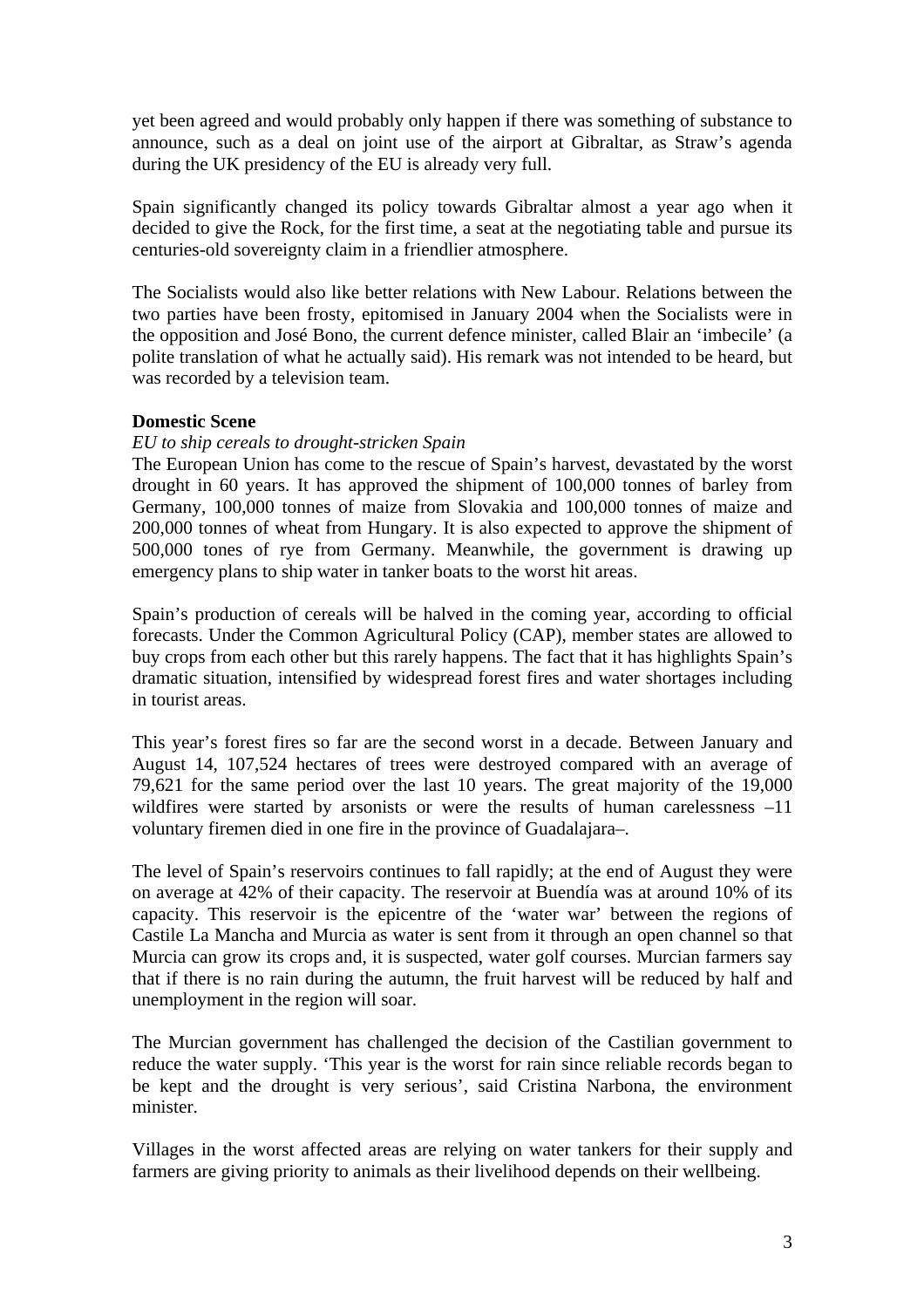yet been agreed and would probably only happen if there was something of substance to announce, such as a deal on joint use of the airport at Gibraltar, as Straw's agenda during the UK presidency of the EU is already very full.

Spain significantly changed its policy towards Gibraltar almost a year ago when it decided to give the Rock, for the first time, a seat at the negotiating table and pursue its centuries-old sovereignty claim in a friendlier atmosphere.

The Socialists would also like better relations with New Labour. Relations between the two parties have been frosty, epitomised in January 2004 when the Socialists were in the opposition and José Bono, the current defence minister, called Blair an 'imbecile' (a polite translation of what he actually said). His remark was not intended to be heard, but was recorded by a television team.

**Domestic Scene**

*EU to ship cereals to drought-stricken Spain*

The European Union has come to the rescue of Spain's harvest, devastated by the worst drought in 60 years. It has approved the shipment of 100,000 tonnes of barley from Germany, 100,000 tonnes of maize from Slovakia and 100,000 tonnes of maize and 200,000 tonnes of wheat from Hungary. It is also expected to approve the shipment of 500,000 tones of rye from Germany. Meanwhile, the government is drawing up emergency plans to ship water in tanker boats to the worst hit areas.

Spain's production of cereals will be halved in the coming year, according to official forecasts. Under the Common Agricultural Policy (CAP), member states are allowed to buy crops from each other but this rarely happens. The fact that it has highlights Spain's dramatic situation, intensified by widespread forest fires and water shortages including in tourist areas.

This year's forest fires so far are the second worst in a decade. Between January and August 14, 107,524 hectares of trees were destroyed compared with an average of 79,621 for the same period over the last 10 years. The great majority of the 19,000 wildfires were started by arsonists or were the results of human carelessness –11 voluntary firemen died in one fire in the province of Guadalajara–.

The level of Spain's reservoirs continues to fall rapidly; at the end of August they were on average at 42% of their capacity. The reservoir at Buendía was at around 10% of its capacity. This reservoir is the epicentre of the 'water war' between the regions of Castile La Mancha and Murcia as water is sent from it through an open channel so that Murcia can grow its crops and, it is suspected, water golf courses. Murcian farmers say that if there is no rain during the autumn, the fruit harvest will be reduced by half and unemployment in the region will soar.

The Murcian government has challenged the decision of the Castilian government to reduce the water supply. 'This year is the worst for rain since reliable records began to be kept and the drought is very serious', said Cristina Narbona, the environment minister.

Villages in the worst affected areas are relying on water tankers for their supply and farmers are giving priority to animals as their livelihood depends on their wellbeing.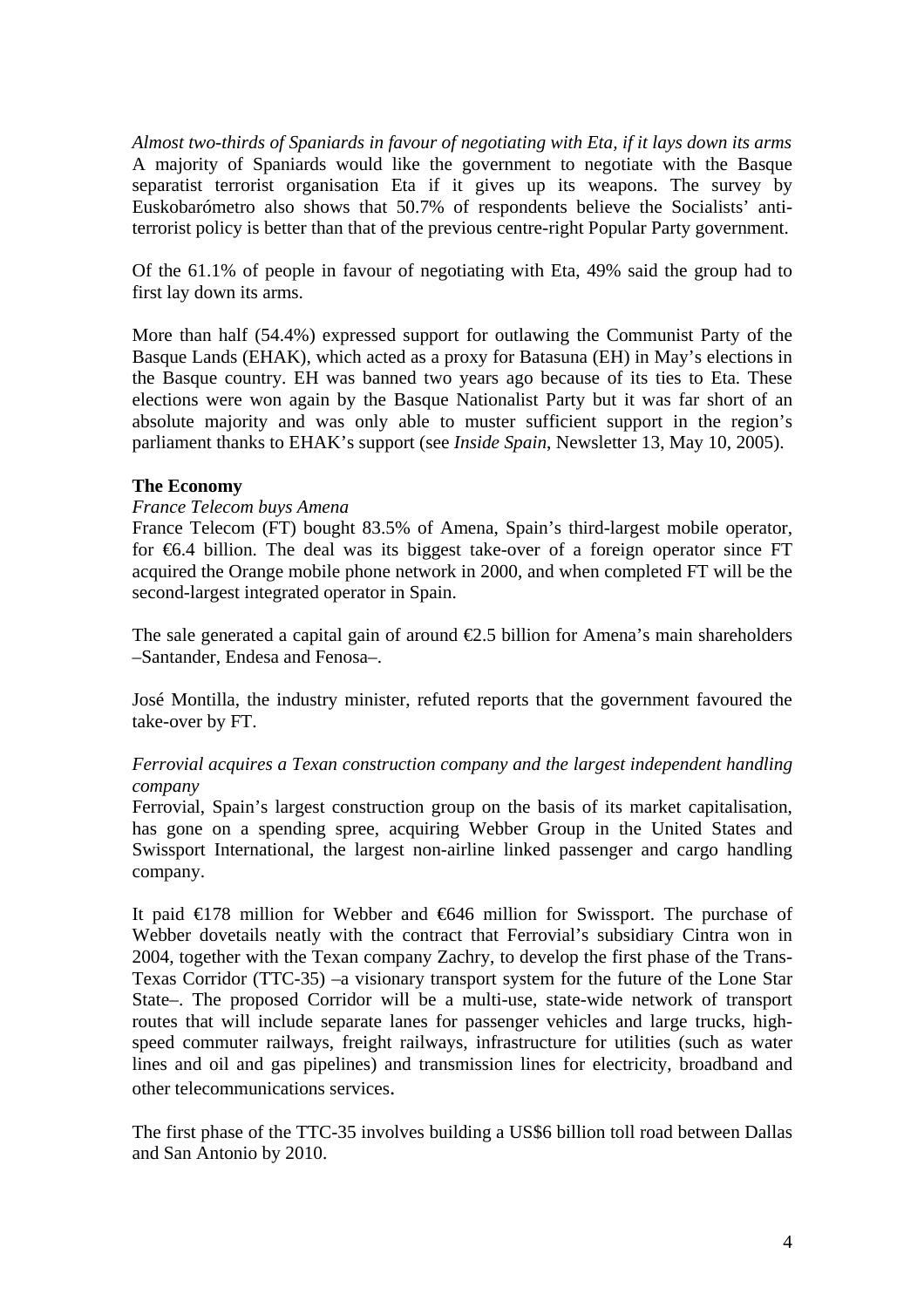*Almost two-thirds of Spaniards in favour of negotiating with Eta, if it lays down its arms*
A majority of Spaniards would like the government to negotiate with the Basque separatist terrorist organisation Eta if it gives up its weapons. The survey by Euskobarómetro also shows that 50.7% of respondents believe the Socialists' anti-terrorist policy is better than that of the previous centre-right Popular Party government.

Of the 61.1% of people in favour of negotiating with Eta, 49% said the group had to first lay down its arms.

More than half (54.4%) expressed support for outlawing the Communist Party of the Basque Lands (EHAK), which acted as a proxy for Batasuna (EH) in May's elections in the Basque country. EH was banned two years ago because of its ties to Eta. These elections were won again by the Basque Nationalist Party but it was far short of an absolute majority and was only able to muster sufficient support in the region's parliament thanks to EHAK's support (see *Inside Spain*, Newsletter 13, May 10, 2005).

**The Economy**

*France Telecom buys Amena*
France Telecom (FT) bought 83.5% of Amena, Spain's third-largest mobile operator, for €6.4 billion. The deal was its biggest take-over of a foreign operator since FT acquired the Orange mobile phone network in 2000, and when completed FT will be the second-largest integrated operator in Spain.

The sale generated a capital gain of around €2.5 billion for Amena's main shareholders –Santander, Endesa and Fenosa–.

José Montilla, the industry minister, refuted reports that the government favoured the take-over by FT.

*Ferrovial acquires a Texan construction company and the largest independent handling company*
Ferrovial, Spain's largest construction group on the basis of its market capitalisation, has gone on a spending spree, acquiring Webber Group in the United States and Swissport International, the largest non-airline linked passenger and cargo handling company.

It paid €178 million for Webber and €646 million for Swissport. The purchase of Webber dovetails neatly with the contract that Ferrovial's subsidiary Cintra won in 2004, together with the Texan company Zachry, to develop the first phase of the Trans-Texas Corridor (TTC-35) –a visionary transport system for the future of the Lone Star State–. The proposed Corridor will be a multi-use, state-wide network of transport routes that will include separate lanes for passenger vehicles and large trucks, high-speed commuter railways, freight railways, infrastructure for utilities (such as water lines and oil and gas pipelines) and transmission lines for electricity, broadband and other telecommunications services.

The first phase of the TTC-35 involves building a US$6 billion toll road between Dallas and San Antonio by 2010.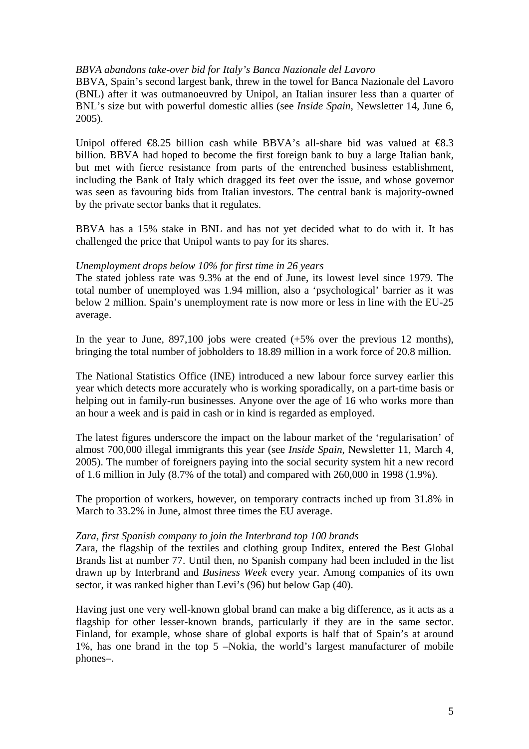*BBVA abandons take-over bid for Italy's Banca Nazionale del Lavoro*

BBVA, Spain's second largest bank, threw in the towel for Banca Nazionale del Lavoro (BNL) after it was outmanoeuvred by Unipol, an Italian insurer less than a quarter of BNL's size but with powerful domestic allies (see *Inside Spain*, Newsletter 14, June 6, 2005).

Unipol offered €8.25 billion cash while BBVA's all-share bid was valued at €8.3 billion. BBVA had hoped to become the first foreign bank to buy a large Italian bank, but met with fierce resistance from parts of the entrenched business establishment, including the Bank of Italy which dragged its feet over the issue, and whose governor was seen as favouring bids from Italian investors. The central bank is majority-owned by the private sector banks that it regulates.

BBVA has a 15% stake in BNL and has not yet decided what to do with it. It has challenged the price that Unipol wants to pay for its shares.

*Unemployment drops below 10% for first time in 26 years*

The stated jobless rate was 9.3% at the end of June, its lowest level since 1979. The total number of unemployed was 1.94 million, also a 'psychological' barrier as it was below 2 million. Spain's unemployment rate is now more or less in line with the EU-25 average.

In the year to June, 897,100 jobs were created (+5% over the previous 12 months), bringing the total number of jobholders to 18.89 million in a work force of 20.8 million.

The National Statistics Office (INE) introduced a new labour force survey earlier this year which detects more accurately who is working sporadically, on a part-time basis or helping out in family-run businesses. Anyone over the age of 16 who works more than an hour a week and is paid in cash or in kind is regarded as employed.

The latest figures underscore the impact on the labour market of the 'regularisation' of almost 700,000 illegal immigrants this year (see *Inside Spain*, Newsletter 11, March 4, 2005). The number of foreigners paying into the social security system hit a new record of 1.6 million in July (8.7% of the total) and compared with 260,000 in 1998 (1.9%).

The proportion of workers, however, on temporary contracts inched up from 31.8% in March to 33.2% in June, almost three times the EU average.

*Zara, first Spanish company to join the Interbrand top 100 brands*

Zara, the flagship of the textiles and clothing group Inditex, entered the Best Global Brands list at number 77. Until then, no Spanish company had been included in the list drawn up by Interbrand and *Business Week* every year. Among companies of its own sector, it was ranked higher than Levi's (96) but below Gap (40).

Having just one very well-known global brand can make a big difference, as it acts as a flagship for other lesser-known brands, particularly if they are in the same sector. Finland, for example, whose share of global exports is half that of Spain's at around 1%, has one brand in the top 5 –Nokia, the world's largest manufacturer of mobile phones–.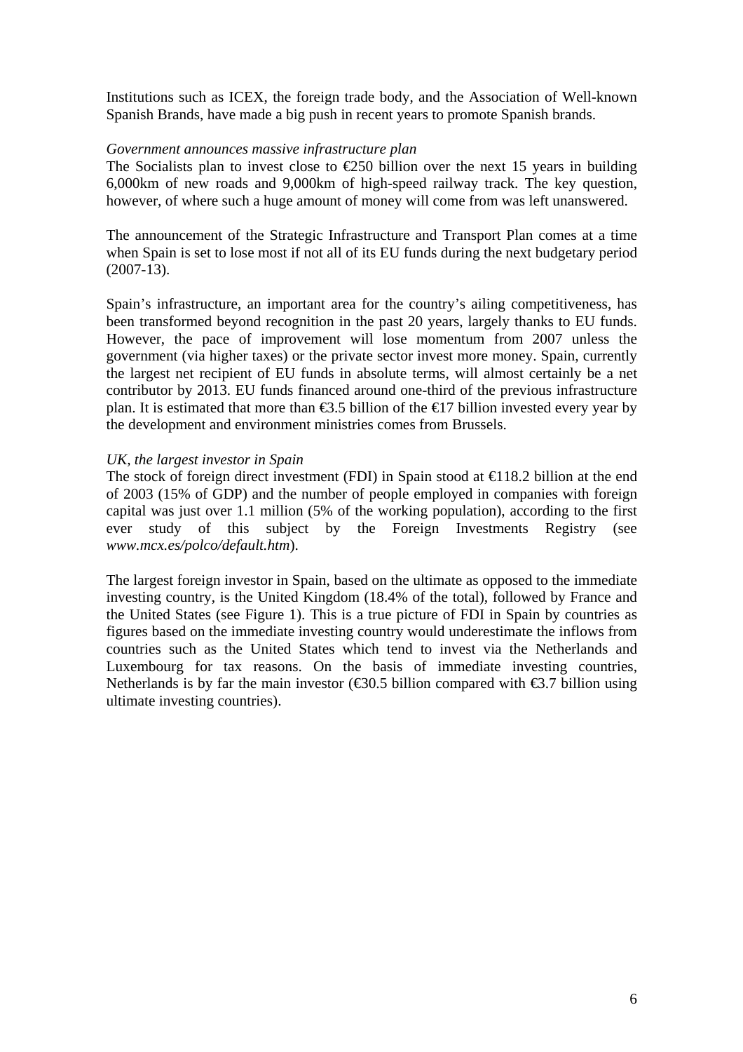Institutions such as ICEX, the foreign trade body, and the Association of Well-known Spanish Brands, have made a big push in recent years to promote Spanish brands.

*Government announces massive infrastructure plan*

The Socialists plan to invest close to €250 billion over the next 15 years in building 6,000km of new roads and 9,000km of high-speed railway track. The key question, however, of where such a huge amount of money will come from was left unanswered.

The announcement of the Strategic Infrastructure and Transport Plan comes at a time when Spain is set to lose most if not all of its EU funds during the next budgetary period (2007-13).

Spain's infrastructure, an important area for the country's ailing competitiveness, has been transformed beyond recognition in the past 20 years, largely thanks to EU funds. However, the pace of improvement will lose momentum from 2007 unless the government (via higher taxes) or the private sector invest more money. Spain, currently the largest net recipient of EU funds in absolute terms, will almost certainly be a net contributor by 2013. EU funds financed around one-third of the previous infrastructure plan. It is estimated that more than €3.5 billion of the €17 billion invested every year by the development and environment ministries comes from Brussels.

*UK, the largest investor in Spain*

The stock of foreign direct investment (FDI) in Spain stood at €118.2 billion at the end of 2003 (15% of GDP) and the number of people employed in companies with foreign capital was just over 1.1 million (5% of the working population), according to the first ever study of this subject by the Foreign Investments Registry (see *www.mcx.es/polco/default.htm*).

The largest foreign investor in Spain, based on the ultimate as opposed to the immediate investing country, is the United Kingdom (18.4% of the total), followed by France and the United States (see Figure 1). This is a true picture of FDI in Spain by countries as figures based on the immediate investing country would underestimate the inflows from countries such as the United States which tend to invest via the Netherlands and Luxembourg for tax reasons. On the basis of immediate investing countries, Netherlands is by far the main investor (€30.5 billion compared with €3.7 billion using ultimate investing countries).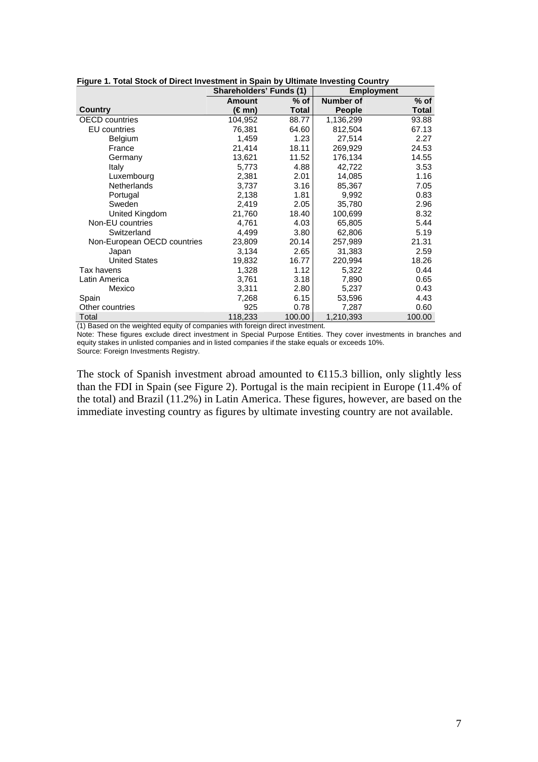**Figure 1. Total Stock of Direct Investment in Spain by Ultimate Investing Country**

| | Shareholders' Funds (1) | | Employment | |
|---|---|---|---|---|
| **Country** | **Amount (€ mn)** | **% of Total** | **Number of People** | **% of Total** |
| OECD countries | 104,952 | 88.77 | 1,136,299 | 93.88 |
| EU countries | 76,381 | 64.60 | 812,504 | 67.13 |
| Belgium | 1,459 | 1.23 | 27,514 | 2.27 |
| France | 21,414 | 18.11 | 269,929 | 24.53 |
| Germany | 13,621 | 11.52 | 176,134 | 14.55 |
| Italy | 5,773 | 4.88 | 42,722 | 3.53 |
| Luxembourg | 2,381 | 2.01 | 14,085 | 1.16 |
| Netherlands | 3,737 | 3.16 | 85,367 | 7.05 |
| Portugal | 2,138 | 1.81 | 9,992 | 0.83 |
| Sweden | 2,419 | 2.05 | 35,780 | 2.96 |
| United Kingdom | 21,760 | 18.40 | 100,699 | 8.32 |
| Non-EU countries | 4,761 | 4.03 | 65,805 | 5.44 |
| Switzerland | 4,499 | 3.80 | 62,806 | 5.19 |
| Non-European OECD countries | 23,809 | 20.14 | 257,989 | 21.31 |
| Japan | 3,134 | 2.65 | 31,383 | 2.59 |
| United States | 19,832 | 16.77 | 220,994 | 18.26 |
| Tax havens | 1,328 | 1.12 | 5,322 | 0.44 |
| Latin America | 3,761 | 3.18 | 7,890 | 0.65 |
| Mexico | 3,311 | 2.80 | 5,237 | 0.43 |
| Spain | 7,268 | 6.15 | 53,596 | 4.43 |
| Other countries | 925 | 0.78 | 7,287 | 0.60 |
| Total | 118,233 | 100.00 | 1,210,393 | 100.00 |

(1) Based on the weighted equity of companies with foreign direct investment.

Note: These figures exclude direct investment in Special Purpose Entities. They cover investments in branches and equity stakes in unlisted companies and in listed companies if the stake equals or exceeds 10%.

Source: Foreign Investments Registry.

The stock of Spanish investment abroad amounted to €115.3 billion, only slightly less than the FDI in Spain (see Figure 2). Portugal is the main recipient in Europe (11.4% of the total) and Brazil (11.2%) in Latin America. These figures, however, are based on the immediate investing country as figures by ultimate investing country are not available.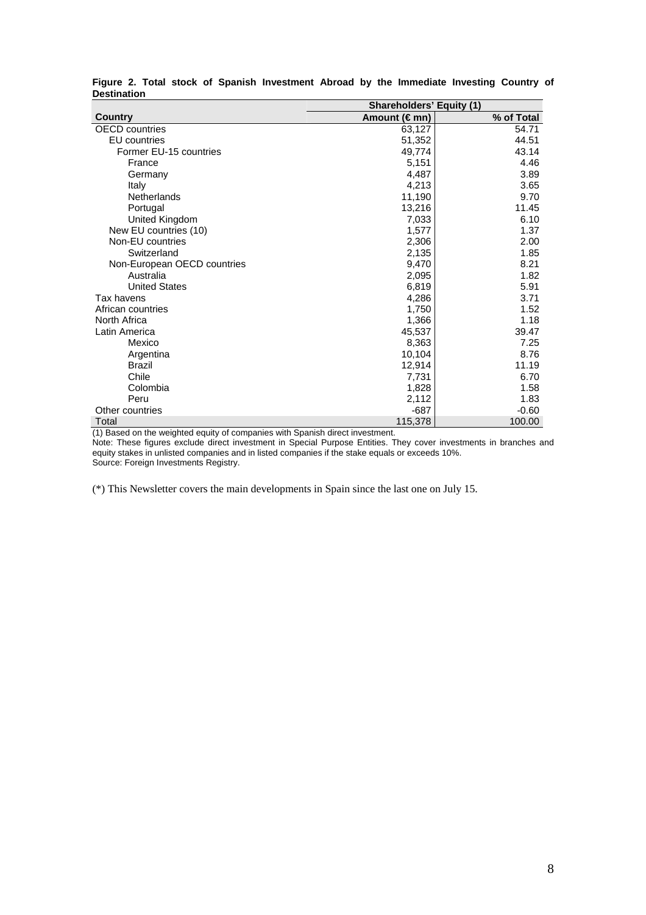**Figure 2. Total stock of Spanish Investment Abroad by the Immediate Investing Country of Destination**

| | Shareholders' Equity (1) | |
|---|---|---|
| **Country** | **Amount (€ mn)** | **% of Total** |
| OECD countries | 63,127 | 54.71 |
| EU countries | 51,352 | 44.51 |
| Former EU-15 countries | 49,774 | 43.14 |
| France | 5,151 | 4.46 |
| Germany | 4,487 | 3.89 |
| Italy | 4,213 | 3.65 |
| Netherlands | 11,190 | 9.70 |
| Portugal | 13,216 | 11.45 |
| United Kingdom | 7,033 | 6.10 |
| New EU countries (10) | 1,577 | 1.37 |
| Non-EU countries | 2,306 | 2.00 |
| Switzerland | 2,135 | 1.85 |
| Non-European OECD countries | 9,470 | 8.21 |
| Australia | 2,095 | 1.82 |
| United States | 6,819 | 5.91 |
| Tax havens | 4,286 | 3.71 |
| African countries | 1,750 | 1.52 |
| North Africa | 1,366 | 1.18 |
| Latin America | 45,537 | 39.47 |
| Mexico | 8,363 | 7.25 |
| Argentina | 10,104 | 8.76 |
| Brazil | 12,914 | 11.19 |
| Chile | 7,731 | 6.70 |
| Colombia | 1,828 | 1.58 |
| Peru | 2,112 | 1.83 |
| Other countries | -687 | -0.60 |
| Total | 115,378 | 100.00 |

(1) Based on the weighted equity of companies with Spanish direct investment.

Note: These figures exclude direct investment in Special Purpose Entities. They cover investments in branches and equity stakes in unlisted companies and in listed companies if the stake equals or exceeds 10%.

Source: Foreign Investments Registry.

(*) This Newsletter covers the main developments in Spain since the last one on July 15.